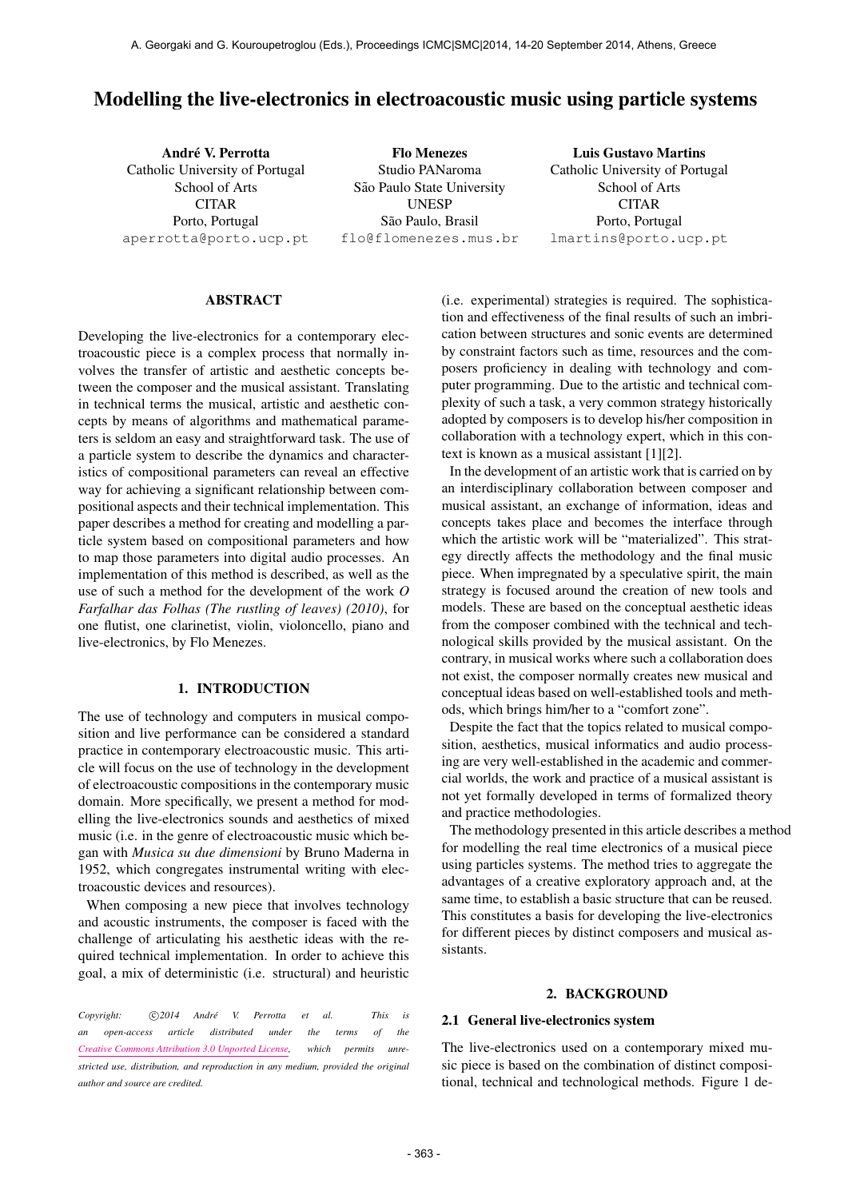# Modelling the live-electronics in electroacoustic music using particle systems

**André V. Perrotta**
Catholic University of Portugal
School of Arts
CITAR
Porto, Portugal
aperrotta@porto.ucp.pt

**Flo Menezes**
Studio PANaroma
São Paulo State University
UNESP
São Paulo, Brasil
flo@flomenezes.mus.br

**Luis Gustavo Martins**
Catholic University of Portugal
School of Arts
CITAR
Porto, Portugal
lmartins@porto.ucp.pt

## ABSTRACT

Developing the live-electronics for a contemporary electroacoustic piece is a complex process that normally involves the transfer of artistic and aesthetic concepts between the composer and the musical assistant. Translating in technical terms the musical, artistic and aesthetic concepts by means of algorithms and mathematical parameters is seldom an easy and straightforward task. The use of a particle system to describe the dynamics and characteristics of compositional parameters can reveal an effective way for achieving a significant relationship between compositional aspects and their technical implementation. This paper describes a method for creating and modelling a particle system based on compositional parameters and how to map those parameters into digital audio processes. An implementation of this method is described, as well as the use of such a method for the development of the work *O Farfalhar das Folhas (The rustling of leaves) (2010)*, for one flutist, one clarinetist, violin, violoncello, piano and live-electronics, by Flo Menezes.

## 1. INTRODUCTION

The use of technology and computers in musical composition and live performance can be considered a standard practice in contemporary electroacoustic music. This article will focus on the use of technology in the development of electroacoustic compositions in the contemporary music domain. More specifically, we present a method for modelling the live-electronics sounds and aesthetics of mixed music (i.e. in the genre of electroacoustic music which began with *Musica su due dimensioni* by Bruno Maderna in 1952, which congregates instrumental writing with electroacoustic devices and resources).

When composing a new piece that involves technology and acoustic instruments, the composer is faced with the challenge of articulating his aesthetic ideas with the required technical implementation. In order to achieve this goal, a mix of deterministic (i.e. structural) and heuristic (i.e. experimental) strategies is required. The sophistication and effectiveness of the final results of such an imbrication between structures and sonic events are determined by constraint factors such as time, resources and the composers proficiency in dealing with technology and computer programming. Due to the artistic and technical complexity of such a task, a very common strategy historically adopted by composers is to develop his/her composition in collaboration with a technology expert, which in this context is known as a musical assistant [1][2].

In the development of an artistic work that is carried on by an interdisciplinary collaboration between composer and musical assistant, an exchange of information, ideas and concepts takes place and becomes the interface through which the artistic work will be "materialized". This strategy directly affects the methodology and the final music piece. When impregnated by a speculative spirit, the main strategy is focused around the creation of new tools and models. These are based on the conceptual aesthetic ideas from the composer combined with the technical and technological skills provided by the musical assistant. On the contrary, in musical works where such a collaboration does not exist, the composer normally creates new musical and conceptual ideas based on well-established tools and methods, which brings him/her to a "comfort zone".

Despite the fact that the topics related to musical composition, aesthetics, musical informatics and audio processing are very well-established in the academic and commercial worlds, the work and practice of a musical assistant is not yet formally developed in terms of formalized theory and practice methodologies.

The methodology presented in this article describes a method for modelling the real time electronics of a musical piece using particles systems. The method tries to aggregate the advantages of a creative exploratory approach and, at the same time, to establish a basic structure that can be reused. This constitutes a basis for developing the live-electronics for different pieces by distinct composers and musical assistants.

## 2. BACKGROUND

### 2.1 General live-electronics system

The live-electronics used on a contemporary mixed music piece is based on the combination of distinct compositional, technical and technological methods. Figure 1 de-

*Copyright: ©2014 André V. Perrotta et al. This is an open-access article distributed under the terms of the Creative Commons Attribution 3.0 Unported License, which permits unrestricted use, distribution, and reproduction in any medium, provided the original author and source are credited.*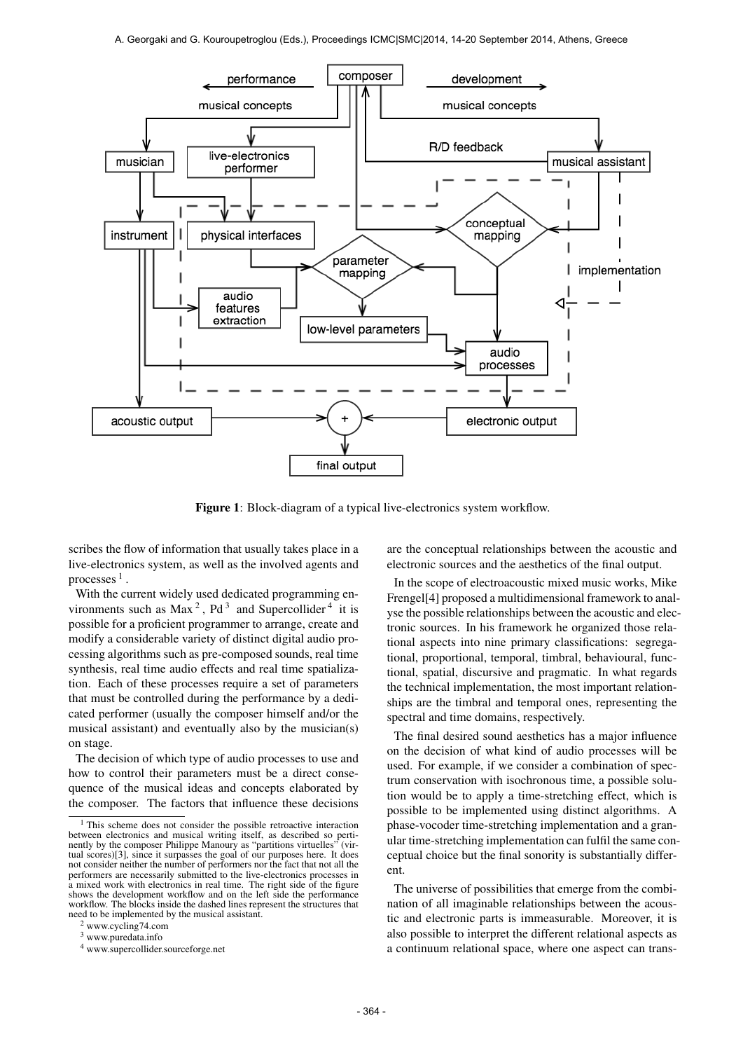**Figure 1**: Block-diagram of a typical live-electronics system workflow.

scribes the flow of information that usually takes place in a live-electronics system, as well as the involved agents and processes [1].

With the current widely used dedicated programming environments such as Max [2], Pd [3] and Supercollider [4] it is possible for a proficient programmer to arrange, create and modify a considerable variety of distinct digital audio processing algorithms such as pre-composed sounds, real time synthesis, real time audio effects and real time spatialization. Each of these processes require a set of parameters that must be controlled during the performance by a dedicated performer (usually the composer himself and/or the musical assistant) and eventually also by the musician(s) on stage.

The decision of which type of audio processes to use and how to control their parameters must be a direct consequence of the musical ideas and concepts elaborated by the composer. The factors that influence these decisions are the conceptual relationships between the acoustic and electronic sources and the aesthetics of the final output.

In the scope of electroacoustic mixed music works, Mike Frengel[4] proposed a multidimensional framework to analyse the possible relationships between the acoustic and electronic sources. In his framework he organized those relational aspects into nine primary classifications: segregational, proportional, temporal, timbral, behavioural, functional, spatial, discursive and pragmatic. In what regards the technical implementation, the most important relationships are the timbral and temporal ones, representing the spectral and time domains, respectively.

The final desired sound aesthetics has a major influence on the decision of what kind of audio processes will be used. For example, if we consider a combination of spectrum conservation with isochronous time, a possible solution would be to apply a time-stretching effect, which is possible to be implemented using distinct algorithms. A phase-vocoder time-stretching implementation and a granular time-stretching implementation can fulfil the same conceptual choice but the final sonority is substantially different.

The universe of possibilities that emerge from the combination of all imaginable relationships between the acoustic and electronic parts is immeasurable. Moreover, it is also possible to interpret the different relational aspects as a continuum relational space, where one aspect can trans-

[1] This scheme does not consider the possible retroactive interaction between electronics and musical writing itself, as described so pertinently by the composer Philippe Manoury as "partitions virtuelles" (virtual scores)[3], since it surpasses the goal of our purposes here. It does not consider neither the number of performers nor the fact that not all the performers are necessarily submitted to the live-electronics processes in a mixed work with electronics in real time. The right side of the figure shows the development workflow and on the left side the performance workflow. The blocks inside the dashed lines represent the structures that need to be implemented by the musical assistant.

[2] www.cycling74.com

[3] www.puredata.info

[4] www.supercollider.sourceforge.net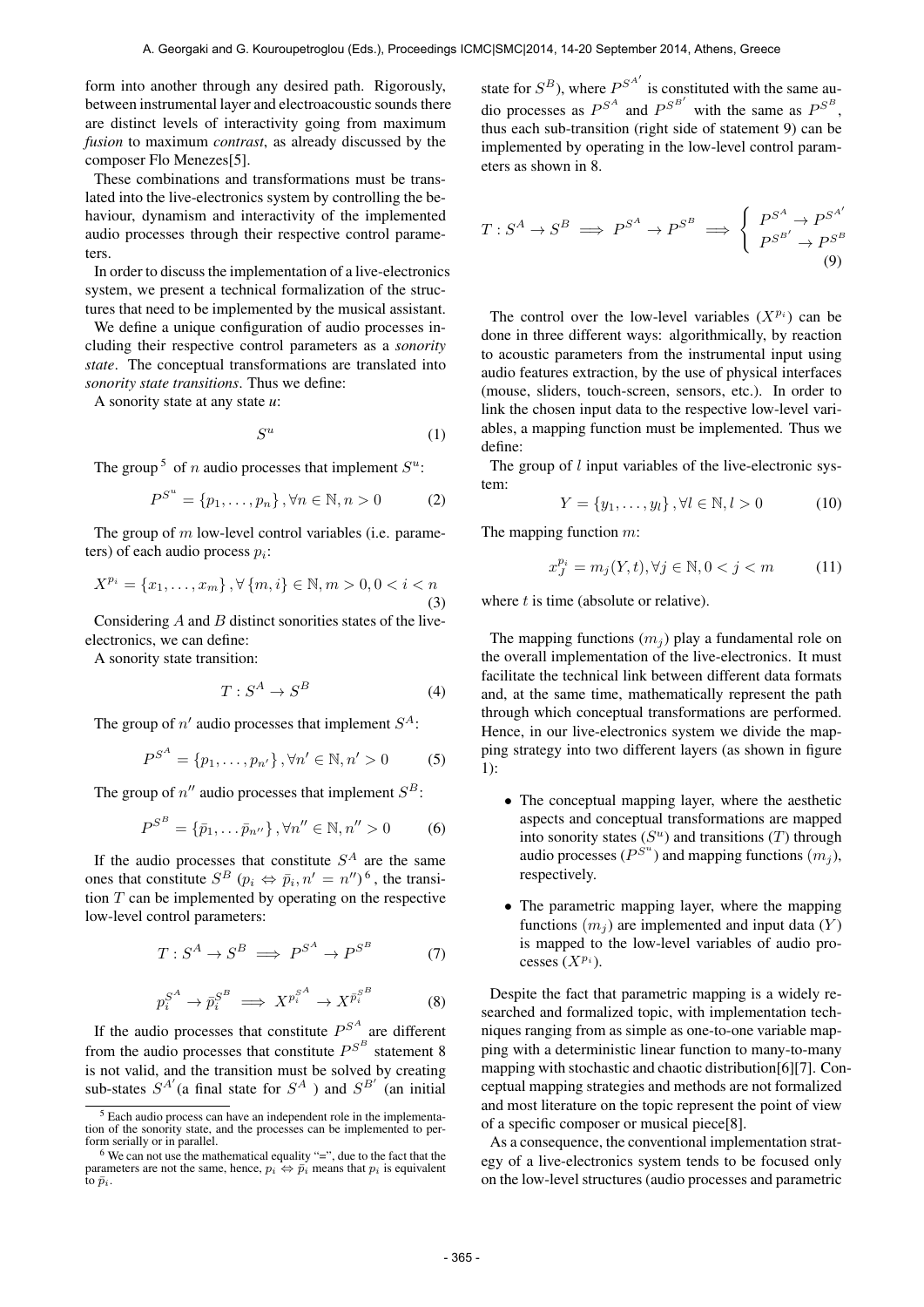form into another through any desired path. Rigorously, between instrumental layer and electroacoustic sounds there are distinct levels of interactivity going from maximum *fusion* to maximum *contrast*, as already discussed by the composer Flo Menezes[5].

These combinations and transformations must be translated into the live-electronics system by controlling the behaviour, dynamism and interactivity of the implemented audio processes through their respective control parameters.

In order to discuss the implementation of a live-electronics system, we present a technical formalization of the structures that need to be implemented by the musical assistant.

We define a unique configuration of audio processes including their respective control parameters as a *sonority state*. The conceptual transformations are translated into *sonority state transitions*. Thus we define:

A sonority state at any state *u*:

$$S^u \tag{1}$$

The group [5] of $n$ audio processes that implement $S^u$:

$$P^{S^u} = \{p_1, \ldots, p_n\}, \forall n \in \mathbb{N}, n > 0 \tag{2}$$

The group of $m$ low-level control variables (i.e. parameters) of each audio process $p_i$:

$$X^{p_i} = \{x_1, \ldots, x_m\}, \forall \{m, i\} \in \mathbb{N}, m > 0, 0 < i < n \tag{3}$$

Considering $A$ and $B$ distinct sonorities states of the live-electronics, we can define:

A sonority state transition:

$$T : S^A \rightarrow S^B \tag{4}$$

The group of $n'$ audio processes that implement $S^A$:

$$P^{S^A} = \{p_1, \ldots, p_{n'}\}, \forall n' \in \mathbb{N}, n' > 0 \tag{5}$$

The group of $n''$ audio processes that implement $S^B$:

$$P^{S^B} = \{\bar{p}_1, \ldots \bar{p}_{n''}\}, \forall n'' \in \mathbb{N}, n'' > 0 \tag{6}$$

If the audio processes that constitute $S^A$ are the same ones that constitute $S^B$ ($p_i \Leftrightarrow \bar{p}_i, n' = n''$) [6], the transition $T$ can be implemented by operating on the respective low-level control parameters:

$$T : S^A \rightarrow S^B \implies P^{S^A} \rightarrow P^{S^B} \tag{7}$$

$$p_i^{S^A} \rightarrow \bar{p}_i^{S^B} \implies X^{p_i^{S^A}} \rightarrow X^{\bar{p}_i^{S^B}} \tag{8}$$

If the audio processes that constitute $P^{S^A}$ are different from the audio processes that constitute $P^{S^B}$ statement 8 is not valid, and the transition must be solved by creating sub-states $S^{A'}$ (a final state for $S^A$ ) and $S^{B'}$ (an initial state for $S^B$), where $P^{S^{A'}}$ is constituted with the same audio processes as $P^{S^A}$ and $P^{S^{B'}}$ with the same as $P^{S^B}$, thus each sub-transition (right side of statement 9) can be implemented by operating in the low-level control parameters as shown in 8.

$$T : S^A \rightarrow S^B \implies P^{S^A} \rightarrow P^{S^B} \implies \begin{cases} P^{S^A} \rightarrow P^{S^{A'}} \\ P^{S^{B'}} \rightarrow P^{S^B} \end{cases} \tag{9}$$

The control over the low-level variables ($X^{p_i}$) can be done in three different ways: algorithmically, by reaction to acoustic parameters from the instrumental input using audio features extraction, by the use of physical interfaces (mouse, sliders, touch-screen, sensors, etc.). In order to link the chosen input data to the respective low-level variables, a mapping function must be implemented. Thus we define:

The group of $l$ input variables of the live-electronic system:

$$Y = \{y_1, \ldots, y_l\}, \forall l \in \mathbb{N}, l > 0 \tag{10}$$

The mapping function $m$:

$$x_J^{p_i} = m_j(Y, t), \forall j \in \mathbb{N}, 0 < j < m \tag{11}$$

where $t$ is time (absolute or relative).

The mapping functions ($m_j$) play a fundamental role on the overall implementation of the live-electronics. It must facilitate the technical link between different data formats and, at the same time, mathematically represent the path through which conceptual transformations are performed. Hence, in our live-electronics system we divide the mapping strategy into two different layers (as shown in figure 1):

- The conceptual mapping layer, where the aesthetic aspects and conceptual transformations are mapped into sonority states ($S^u$) and transitions ($T$) through audio processes ($P^{S^u}$) and mapping functions ($m_j$), respectively.
- The parametric mapping layer, where the mapping functions ($m_j$) are implemented and input data ($Y$) is mapped to the low-level variables of audio processes ($X^{p_i}$).

Despite the fact that parametric mapping is a widely researched and formalized topic, with implementation techniques ranging from as simple as one-to-one variable mapping with a deterministic linear function to many-to-many mapping with stochastic and chaotic distribution[6][7]. Conceptual mapping strategies and methods are not formalized and most literature on the topic represent the point of view of a specific composer or musical piece[8].

As a consequence, the conventional implementation strategy of a live-electronics system tends to be focused only on the low-level structures (audio processes and parametric

[5] Each audio process can have an independent role in the implementation of the sonority state, and the processes can be implemented to perform serially or in parallel.

[6] We can not use the mathematical equality "=", due to the fact that the parameters are not the same, hence, $p_i \Leftrightarrow \bar{p}_i$ means that $p_i$ is equivalent to $\bar{p}_i$.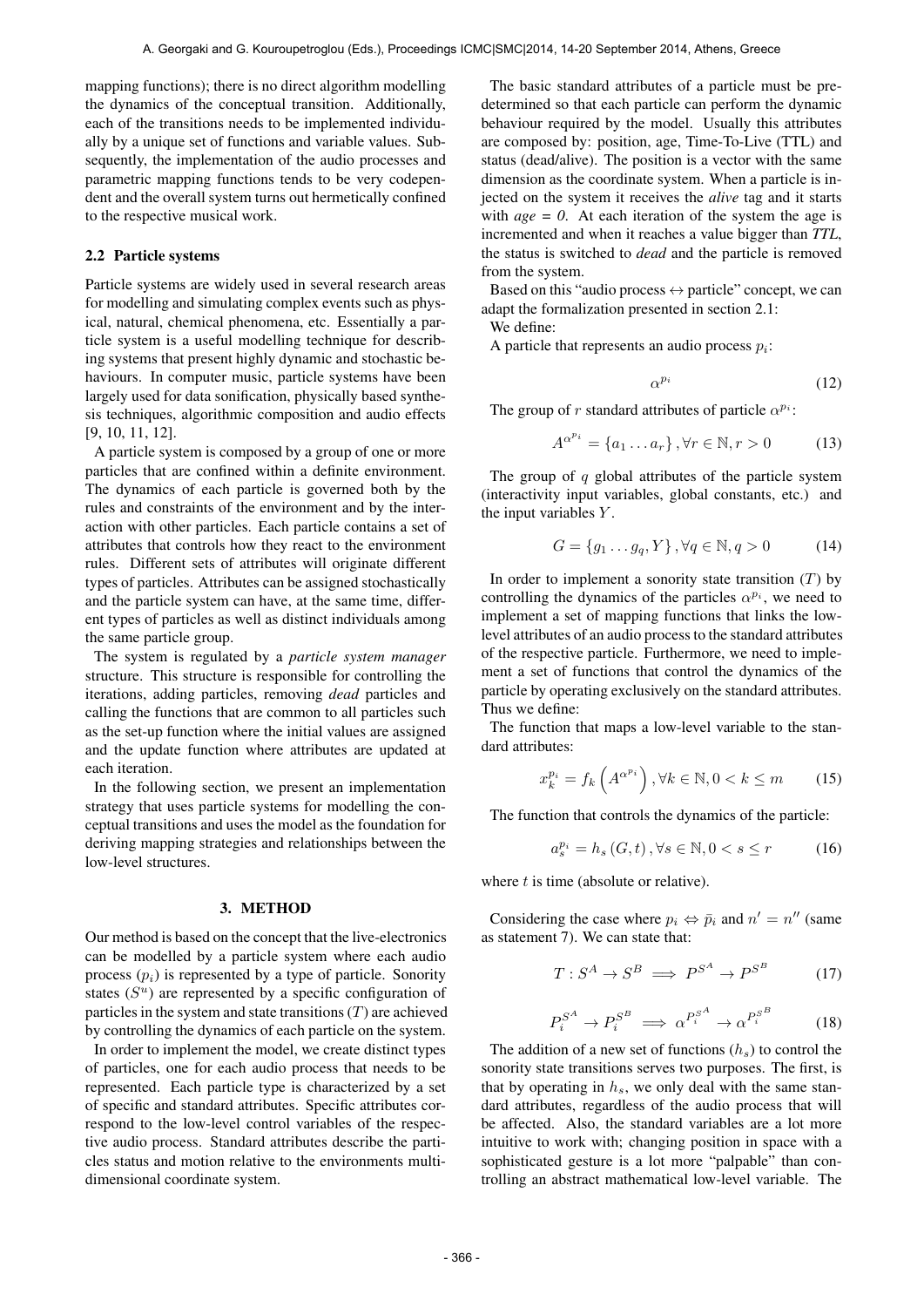mapping functions); there is no direct algorithm modelling the dynamics of the conceptual transition. Additionally, each of the transitions needs to be implemented individually by a unique set of functions and variable values. Subsequently, the implementation of the audio processes and parametric mapping functions tends to be very codependent and the overall system turns out hermetically confined to the respective musical work.

### 2.2 Particle systems

Particle systems are widely used in several research areas for modelling and simulating complex events such as physical, natural, chemical phenomena, etc. Essentially a particle system is a useful modelling technique for describing systems that present highly dynamic and stochastic behaviours. In computer music, particle systems have been largely used for data sonification, physically based synthesis techniques, algorithmic composition and audio effects [9, 10, 11, 12].

A particle system is composed by a group of one or more particles that are confined within a definite environment. The dynamics of each particle is governed both by the rules and constraints of the environment and by the interaction with other particles. Each particle contains a set of attributes that controls how they react to the environment rules. Different sets of attributes will originate different types of particles. Attributes can be assigned stochastically and the particle system can have, at the same time, different types of particles as well as distinct individuals among the same particle group.

The system is regulated by a *particle system manager* structure. This structure is responsible for controlling the iterations, adding particles, removing *dead* particles and calling the functions that are common to all particles such as the set-up function where the initial values are assigned and the update function where attributes are updated at each iteration.

In the following section, we present an implementation strategy that uses particle systems for modelling the conceptual transitions and uses the model as the foundation for deriving mapping strategies and relationships between the low-level structures.

## 3. METHOD

Our method is based on the concept that the live-electronics can be modelled by a particle system where each audio process ($p_i$) is represented by a type of particle. Sonority states ($S^u$) are represented by a specific configuration of particles in the system and state transitions ($T$) are achieved by controlling the dynamics of each particle on the system.

In order to implement the model, we create distinct types of particles, one for each audio process that needs to be represented. Each particle type is characterized by a set of specific and standard attributes. Specific attributes correspond to the low-level control variables of the respective audio process. Standard attributes describe the particles status and motion relative to the environments multidimensional coordinate system.

The basic standard attributes of a particle must be predetermined so that each particle can perform the dynamic behaviour required by the model. Usually this attributes are composed by: position, age, Time-To-Live (TTL) and status (dead/alive). The position is a vector with the same dimension as the coordinate system. When a particle is injected on the system it receives the *alive* tag and it starts with *age = 0*. At each iteration of the system the age is incremented and when it reaches a value bigger than *TTL*, the status is switched to *dead* and the particle is removed from the system.

Based on this "audio process ↔ particle" concept, we can adapt the formalization presented in section 2.1:

We define:

A particle that represents an audio process $p_i$:

$$\alpha^{p_i} \tag{12}$$

The group of $r$ standard attributes of particle $\alpha^{p_i}$:

$$A^{\alpha^{p_i}} = \{a_1 \ldots a_r\}, \forall r \in \mathbb{N}, r > 0 \tag{13}$$

The group of $q$ global attributes of the particle system (interactivity input variables, global constants, etc.) and the input variables $Y$.

$$G = \{g_1 \ldots g_q, Y\}, \forall q \in \mathbb{N}, q > 0 \tag{14}$$

In order to implement a sonority state transition ($T$) by controlling the dynamics of the particles $\alpha^{p_i}$, we need to implement a set of mapping functions that links the low-level attributes of an audio process to the standard attributes of the respective particle. Furthermore, we need to implement a set of functions that control the dynamics of the particle by operating exclusively on the standard attributes. Thus we define:

The function that maps a low-level variable to the standard attributes:

$$x_k^{p_i} = f_k\left(A^{\alpha^{p_i}}\right), \forall k \in \mathbb{N}, 0 < k \leq m \tag{15}$$

The function that controls the dynamics of the particle:

$$a_s^{p_i} = h_s\left(G, t\right), \forall s \in \mathbb{N}, 0 < s \leq r \tag{16}$$

where $t$ is time (absolute or relative).

Considering the case where $p_i \Leftrightarrow \bar{p}_i$ and $n' = n''$ (same as statement 7). We can state that:

$$T : S^A \to S^B \implies P^{S^A} \to P^{S^B} \tag{17}$$

$$P_i^{S^A} \to P_i^{S^B} \implies \alpha^{P_i^{S^A}} \to \alpha^{P_i^{S^B}} \tag{18}$$

The addition of a new set of functions ($h_s$) to control the sonority state transitions serves two purposes. The first, is that by operating in $h_s$, we only deal with the same standard attributes, regardless of the audio process that will be affected. Also, the standard variables are a lot more intuitive to work with; changing position in space with a sophisticated gesture is a lot more "palpable" than controlling an abstract mathematical low-level variable. The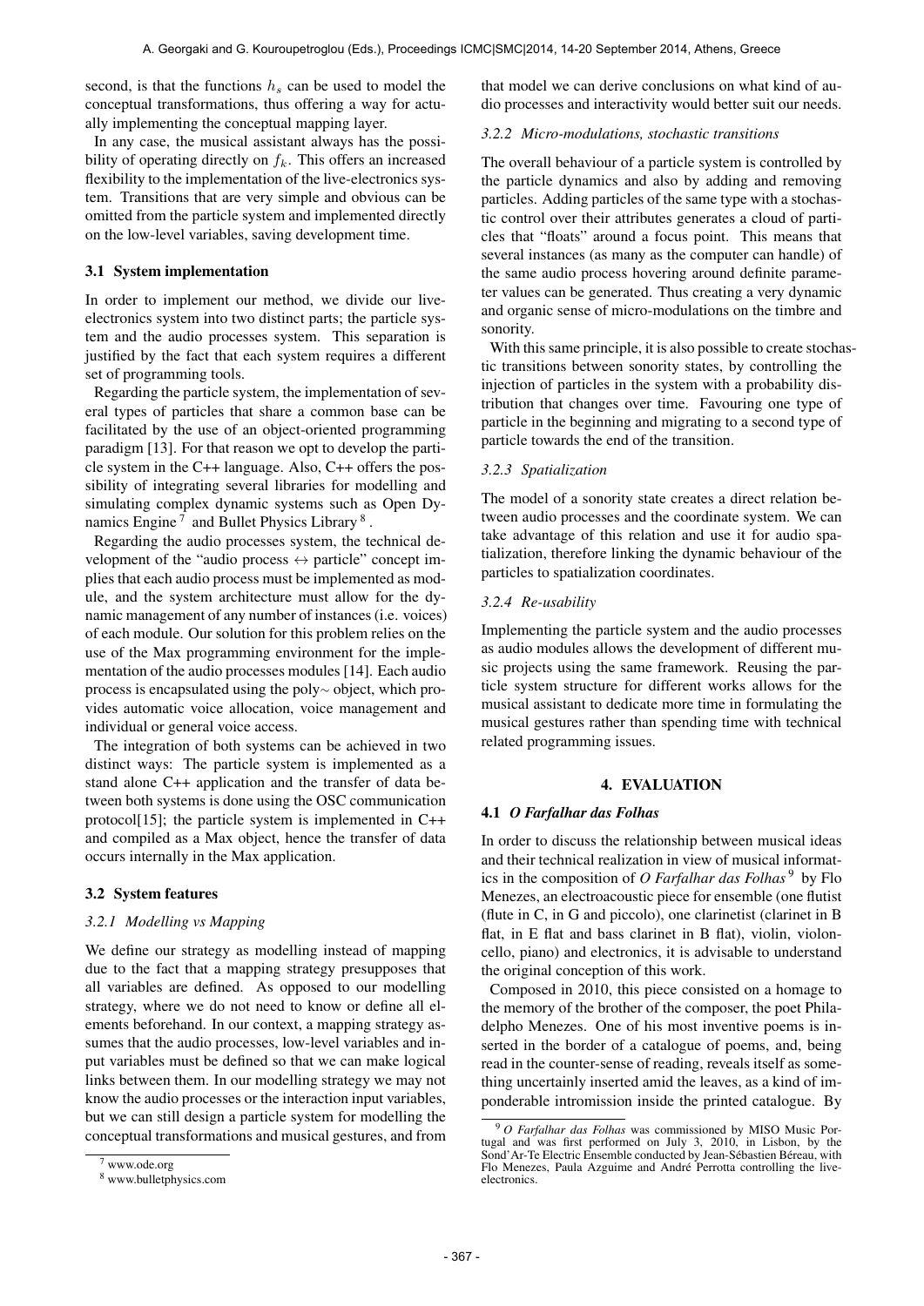second, is that the functions $h_s$ can be used to model the conceptual transformations, thus offering a way for actually implementing the conceptual mapping layer.

In any case, the musical assistant always has the possibility of operating directly on $f_k$. This offers an increased flexibility to the implementation of the live-electronics system. Transitions that are very simple and obvious can be omitted from the particle system and implemented directly on the low-level variables, saving development time.

### 3.1 System implementation

In order to implement our method, we divide our live-electronics system into two distinct parts; the particle system and the audio processes system. This separation is justified by the fact that each system requires a different set of programming tools.

Regarding the particle system, the implementation of several types of particles that share a common base can be facilitated by the use of an object-oriented programming paradigm [13]. For that reason we opt to develop the particle system in the C++ language. Also, C++ offers the possibility of integrating several libraries for modelling and simulating complex dynamic systems such as Open Dynamics Engine [7] and Bullet Physics Library [8].

Regarding the audio processes system, the technical development of the "audio process $\leftrightarrow$ particle" concept implies that each audio process must be implemented as module, and the system architecture must allow for the dynamic management of any number of instances (i.e. voices) of each module. Our solution for this problem relies on the use of the Max programming environment for the implementation of the audio processes modules [14]. Each audio process is encapsulated using the poly~ object, which provides automatic voice allocation, voice management and individual or general voice access.

The integration of both systems can be achieved in two distinct ways: The particle system is implemented as a stand alone C++ application and the transfer of data between both systems is done using the OSC communication protocol[15]; the particle system is implemented in C++ and compiled as a Max object, hence the transfer of data occurs internally in the Max application.

### 3.2 System features

#### 3.2.1 Modelling vs Mapping

We define our strategy as modelling instead of mapping due to the fact that a mapping strategy presupposes that all variables are defined. As opposed to our modelling strategy, where we do not need to know or define all elements beforehand. In our context, a mapping strategy assumes that the audio processes, low-level variables and input variables must be defined so that we can make logical links between them. In our modelling strategy we may not know the audio processes or the interaction input variables, but we can still design a particle system for modelling the conceptual transformations and musical gestures, and from that model we can derive conclusions on what kind of audio processes and interactivity would better suit our needs.

#### 3.2.2 Micro-modulations, stochastic transitions

The overall behaviour of a particle system is controlled by the particle dynamics and also by adding and removing particles. Adding particles of the same type with a stochastic control over their attributes generates a cloud of particles that "floats" around a focus point. This means that several instances (as many as the computer can handle) of the same audio process hovering around definite parameter values can be generated. Thus creating a very dynamic and organic sense of micro-modulations on the timbre and sonority.

With this same principle, it is also possible to create stochastic transitions between sonority states, by controlling the injection of particles in the system with a probability distribution that changes over time. Favouring one type of particle in the beginning and migrating to a second type of particle towards the end of the transition.

#### 3.2.3 Spatialization

The model of a sonority state creates a direct relation between audio processes and the coordinate system. We can take advantage of this relation and use it for audio spatialization, therefore linking the dynamic behaviour of the particles to spatialization coordinates.

#### 3.2.4 Re-usability

Implementing the particle system and the audio processes as audio modules allows the development of different music projects using the same framework. Reusing the particle system structure for different works allows for the musical assistant to dedicate more time in formulating the musical gestures rather than spending time with technical related programming issues.

## 4. EVALUATION

### 4.1 *O Farfalhar das Folhas*

In order to discuss the relationship between musical ideas and their technical realization in view of musical informatics in the composition of *O Farfalhar das Folhas* [9] by Flo Menezes, an electroacoustic piece for ensemble (one flutist (flute in C, in G and piccolo), one clarinetist (clarinet in B flat, in E flat and bass clarinet in B flat), violin, violoncello, piano) and electronics, it is advisable to understand the original conception of this work.

Composed in 2010, this piece consisted on a homage to the memory of the brother of the composer, the poet Philadelpho Menezes. One of his most inventive poems is inserted in the border of a catalogue of poems, and, being read in the counter-sense of reading, reveals itself as something uncertainly inserted amid the leaves, as a kind of imponderable intromission inside the printed catalogue. By

---

[7] www.ode.org

[8] www.bulletphysics.com

[9] *O Farfalhar das Folhas* was commissioned by MISO Music Portugal and was first performed on July 3, 2010, in Lisbon, by the Sond'Ar-Te Electric Ensemble conducted by Jean-Sébastien Béreau, with Flo Menezes, Paula Azguime and André Perrotta controlling the live-electronics.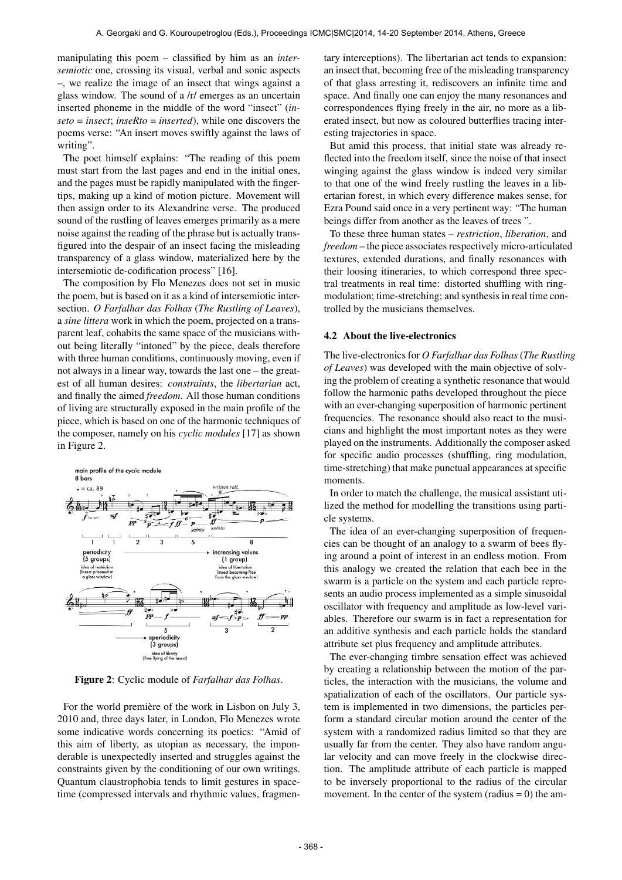manipulating this poem – classified by him as an *intersemiotic* one, crossing its visual, verbal and sonic aspects –, we realize the image of an insect that wings against a glass window. The sound of a /r/ emerges as an uncertain inserted phoneme in the middle of the word "insect" (*inseto* = *insect*; *inseRto* = *inserted*), while one discovers the poems verse: "An insert moves swiftly against the laws of writing".

The poet himself explains: "The reading of this poem must start from the last pages and end in the initial ones, and the pages must be rapidly manipulated with the fingertips, making up a kind of motion picture. Movement will then assign order to its Alexandrine verse. The produced sound of the rustling of leaves emerges primarily as a mere noise against the reading of the phrase but is actually transfigured into the despair of an insect facing the misleading transparency of a glass window, materialized here by the intersemiotic de-codification process" [16].

The composition by Flo Menezes does not set in music the poem, but is based on it as a kind of intersemiotic intersection. *O Farfalhar das Folhas* (*The Rustling of Leaves*), a *sine littera* work in which the poem, projected on a transparent leaf, cohabits the same space of the musicians without being literally "intoned" by the piece, deals therefore with three human conditions, continuously moving, even if not always in a linear way, towards the last one – the greatest of all human desires: *constraints*, the *libertarian* act, and finally the aimed *freedom*. All those human conditions of living are structurally exposed in the main profile of the piece, which is based on one of the harmonic techniques of the composer, namely on his *cyclic modules* [17] as shown in Figure 2.

**Figure 2**: Cyclic module of *Farfalhar das Folhas*.

For the world première of the work in Lisbon on July 3, 2010 and, three days later, in London, Flo Menezes wrote some indicative words concerning its poetics: "Amid of this aim of liberty, as utopian as necessary, the imponderable is unexpectedly inserted and struggles against the constraints given by the conditioning of our own writings. Quantum claustrophobia tends to limit gestures in spacetime (compressed intervals and rhythmic values, fragmentary interceptions). The libertarian act tends to expansion: an insect that, becoming free of the misleading transparency of that glass arresting it, rediscovers an infinite time and space. And finally one can enjoy the many resonances and correspondences flying freely in the air, no more as a liberated insect, but now as coloured butterflies tracing interesting trajectories in space.

But amid this process, that initial state was already reflected into the freedom itself, since the noise of that insect winging against the glass window is indeed very similar to that one of the wind freely rustling the leaves in a libertarian forest, in which every difference makes sense, for Ezra Pound said once in a very pertinent way: "The human beings differ from another as the leaves of trees ".

To these three human states – *restriction*, *liberation*, and *freedom* – the piece associates respectively micro-articulated textures, extended durations, and finally resonances with their loosing itineraries, to which correspond three spectral treatments in real time: distorted shuffling with ring-modulation; time-stretching; and synthesis in real time controlled by the musicians themselves.

### 4.2 About the live-electronics

The live-electronics for *O Farfalhar das Folhas* (*The Rustling of Leaves*) was developed with the main objective of solving the problem of creating a synthetic resonance that would follow the harmonic paths developed throughout the piece with an ever-changing superposition of harmonic pertinent frequencies. The resonance should also react to the musicians and highlight the most important notes as they were played on the instruments. Additionally the composer asked for specific audio processes (shuffling, ring modulation, time-stretching) that make punctual appearances at specific moments.

In order to match the challenge, the musical assistant utilized the method for modelling the transitions using particle systems.

The idea of an ever-changing superposition of frequencies can be thought of an analogy to a swarm of bees flying around a point of interest in an endless motion. From this analogy we created the relation that each bee in the swarm is a particle on the system and each particle represents an audio process implemented as a simple sinusoidal oscillator with frequency and amplitude as low-level variables. Therefore our swarm is in fact a representation for an additive synthesis and each particle holds the standard attribute set plus frequency and amplitude attributes.

The ever-changing timbre sensation effect was achieved by creating a relationship between the motion of the particles, the interaction with the musicians, the volume and spatialization of each of the oscillators. Our particle system is implemented in two dimensions, the particles perform a standard circular motion around the center of the system with a randomized radius limited so that they are usually far from the center. They also have random angular velocity and can move freely in the clockwise direction. The amplitude attribute of each particle is mapped to be inversely proportional to the radius of the circular movement. In the center of the system (radius = 0) the am-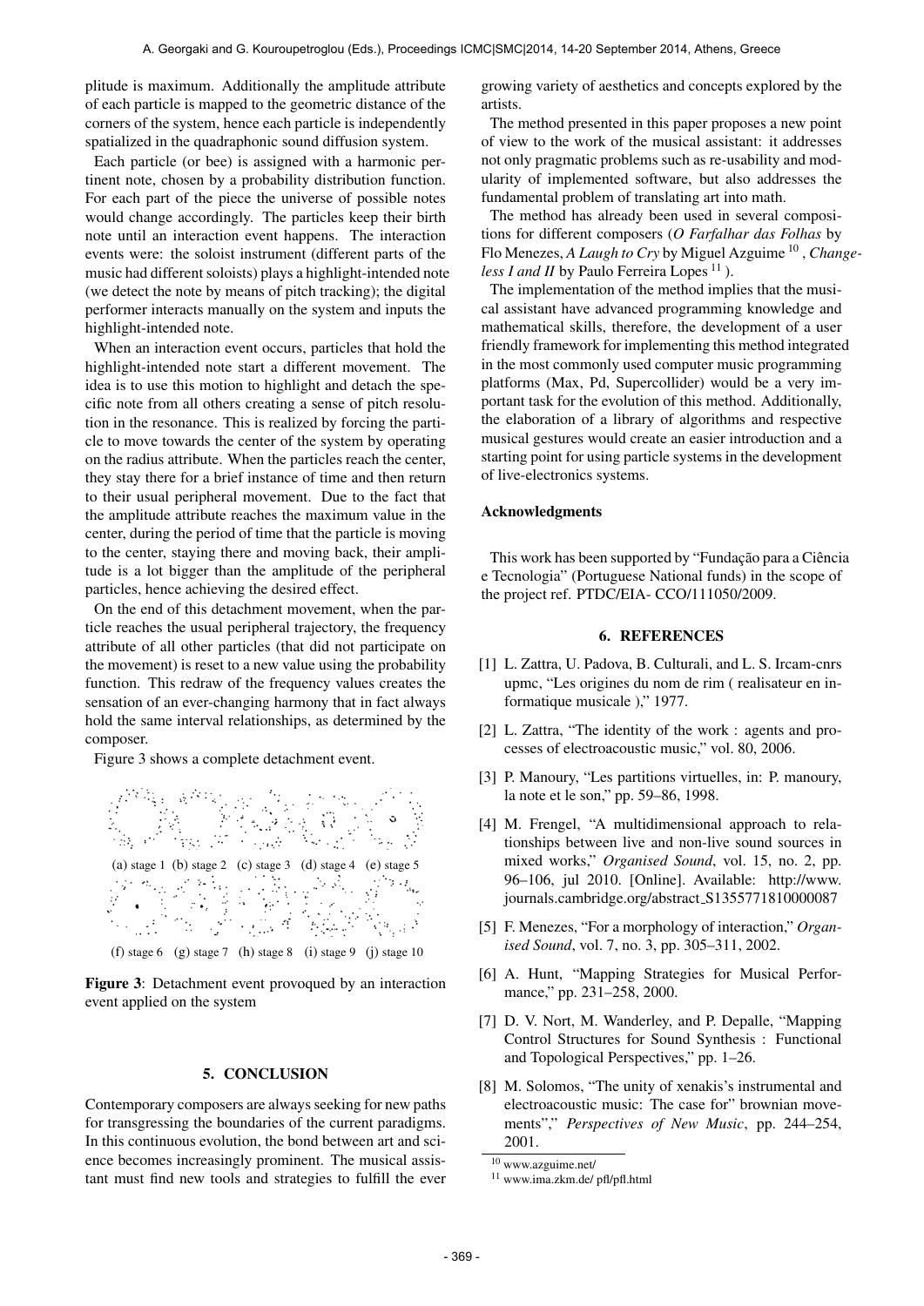plitude is maximum. Additionally the amplitude attribute of each particle is mapped to the geometric distance of the corners of the system, hence each particle is independently spatialized in the quadraphonic sound diffusion system.

Each particle (or bee) is assigned with a harmonic pertinent note, chosen by a probability distribution function. For each part of the piece the universe of possible notes would change accordingly. The particles keep their birth note until an interaction event happens. The interaction events were: the soloist instrument (different parts of the music had different soloists) plays a highlight-intended note (we detect the note by means of pitch tracking); the digital performer interacts manually on the system and inputs the highlight-intended note.

When an interaction event occurs, particles that hold the highlight-intended note start a different movement. The idea is to use this motion to highlight and detach the specific note from all others creating a sense of pitch resolution in the resonance. This is realized by forcing the particle to move towards the center of the system by operating on the radius attribute. When the particles reach the center, they stay there for a brief instance of time and then return to their usual peripheral movement. Due to the fact that the amplitude attribute reaches the maximum value in the center, during the period of time that the particle is moving to the center, staying there and moving back, their amplitude is a lot bigger than the amplitude of the peripheral particles, hence achieving the desired effect.

On the end of this detachment movement, when the particle reaches the usual peripheral trajectory, the frequency attribute of all other particles (that did not participate on the movement) is reset to a new value using the probability function. This redraw of the frequency values creates the sensation of an ever-changing harmony that in fact always hold the same interval relationships, as determined by the composer.

Figure 3 shows a complete detachment event.

(a) stage 1 (b) stage 2 (c) stage 3 (d) stage 4 (e) stage 5

(f) stage 6 (g) stage 7 (h) stage 8 (i) stage 9 (j) stage 10

**Figure 3**: Detachment event provoqued by an interaction event applied on the system

## 5. CONCLUSION

Contemporary composers are always seeking for new paths for transgressing the boundaries of the current paradigms. In this continuous evolution, the bond between art and science becomes increasingly prominent. The musical assistant must find new tools and strategies to fulfill the ever growing variety of aesthetics and concepts explored by the artists.

The method presented in this paper proposes a new point of view to the work of the musical assistant: it addresses not only pragmatic problems such as re-usability and modularity of implemented software, but also addresses the fundamental problem of translating art into math.

The method has already been used in several compositions for different composers (*O Farfalhar das Folhas* by Flo Menezes, *A Laugh to Cry* by Miguel Azguime [10], *Changeless I and II* by Paulo Ferreira Lopes [11]).

The implementation of the method implies that the musical assistant have advanced programming knowledge and mathematical skills, therefore, the development of a user friendly framework for implementing this method integrated in the most commonly used computer music programming platforms (Max, Pd, Supercollider) would be a very important task for the evolution of this method. Additionally, the elaboration of a library of algorithms and respective musical gestures would create an easier introduction and a starting point for using particle systems in the development of live-electronics systems.

### Acknowledgments

This work has been supported by "Fundação para a Ciência e Tecnologia" (Portuguese National funds) in the scope of the project ref. PTDC/EIA- CCO/111050/2009.

## 6. REFERENCES

[1] L. Zattra, U. Padova, B. Culturali, and L. S. Ircam-cnrs upmc, "Les origines du nom de rim ( realisateur en informatique musicale )," 1977.

[2] L. Zattra, "The identity of the work : agents and processes of electroacoustic music," vol. 80, 2006.

[3] P. Manoury, "Les partitions virtuelles, in: P. manoury, la note et le son," pp. 59–86, 1998.

[4] M. Frengel, "A multidimensional approach to relationships between live and non-live sound sources in mixed works," *Organised Sound*, vol. 15, no. 2, pp. 96–106, jul 2010. [Online]. Available: http://www.journals.cambridge.org/abstract_S1355771810000087

[5] F. Menezes, "For a morphology of interaction," *Organised Sound*, vol. 7, no. 3, pp. 305–311, 2002.

[6] A. Hunt, "Mapping Strategies for Musical Performance," pp. 231–258, 2000.

[7] D. V. Nort, M. Wanderley, and P. Depalle, "Mapping Control Structures for Sound Synthesis : Functional and Topological Perspectives," pp. 1–26.

[8] M. Solomos, "The unity of xenakis's instrumental and electroacoustic music: The case for" brownian movements"," *Perspectives of New Music*, pp. 244–254, 2001.

[10] www.azguime.net/

[11] www.ima.zkm.de/ pfl/pfl.html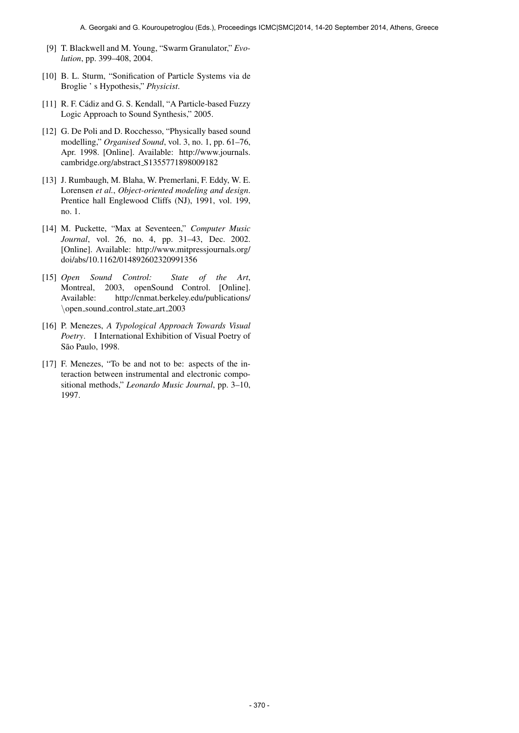[9] T. Blackwell and M. Young, "Swarm Granulator," *Evolution*, pp. 399–408, 2004.

[10] B. L. Sturm, "Sonification of Particle Systems via de Broglie ' s Hypothesis," *Physicist*.

[11] R. F. Cádiz and G. S. Kendall, "A Particle-based Fuzzy Logic Approach to Sound Synthesis," 2005.

[12] G. De Poli and D. Rocchesso, "Physically based sound modelling," *Organised Sound*, vol. 3, no. 1, pp. 61–76, Apr. 1998. [Online]. Available: http://www.journals.cambridge.org/abstract_S1355771898009182

[13] J. Rumbaugh, M. Blaha, W. Premerlani, F. Eddy, W. E. Lorensen *et al.*, *Object-oriented modeling and design*. Prentice hall Englewood Cliffs (NJ), 1991, vol. 199, no. 1.

[14] M. Puckette, "Max at Seventeen," *Computer Music Journal*, vol. 26, no. 4, pp. 31–43, Dec. 2002. [Online]. Available: http://www.mitpressjournals.org/doi/abs/10.1162/014892602320991356

[15] *Open Sound Control: State of the Art*, Montreal, 2003, openSound Control. [Online]. Available: http://cnmat.berkeley.edu/publications/\open_sound_control_state_art_2003

[16] P. Menezes, *A Typological Approach Towards Visual Poetry*. I International Exhibition of Visual Poetry of São Paulo, 1998.

[17] F. Menezes, "To be and not to be: aspects of the interaction between instrumental and electronic compositional methods," *Leonardo Music Journal*, pp. 3–10, 1997.